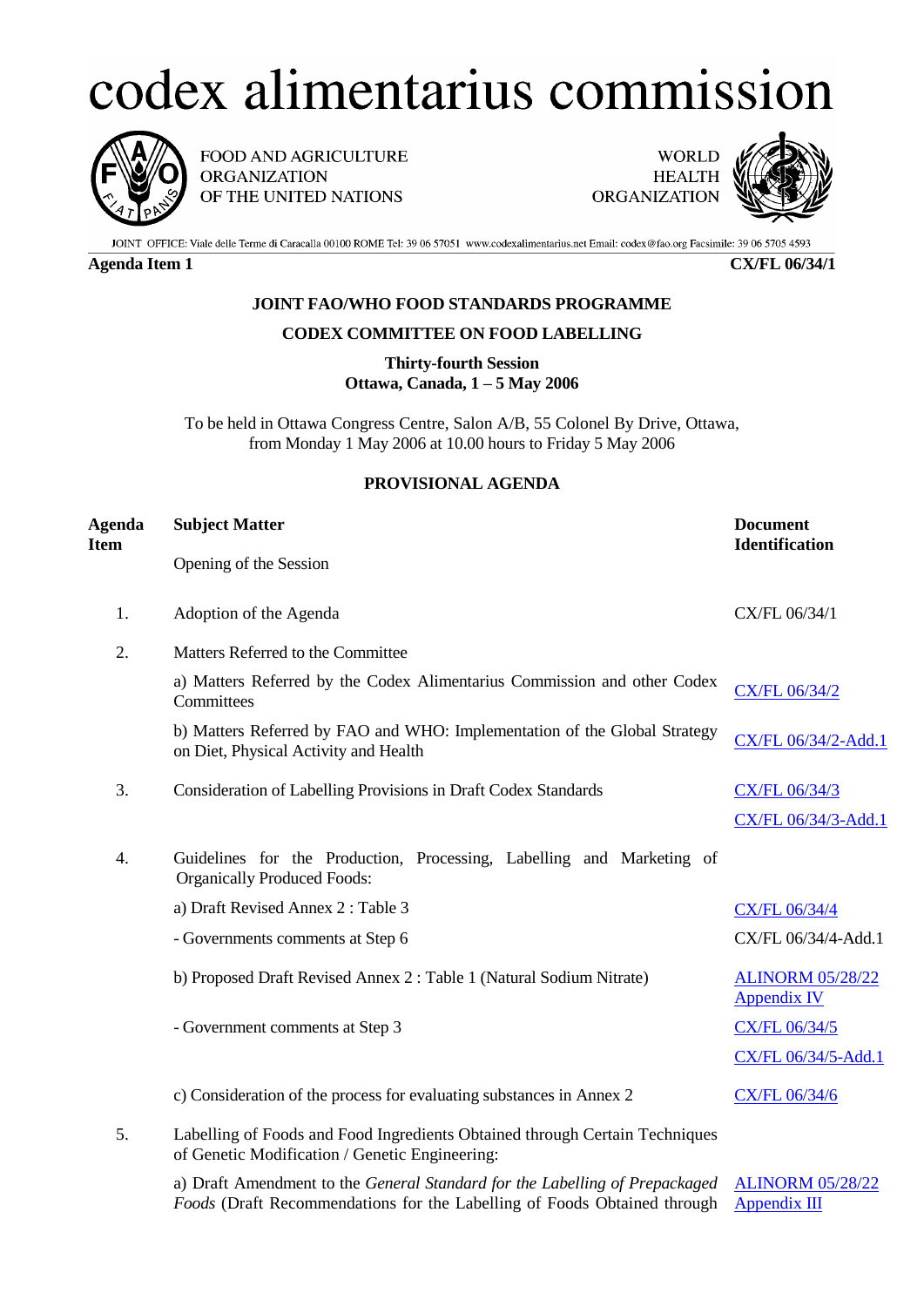# codex alimentarius commission

FOOD AND AGRICULTURE ORGANIZATION OF THE UNITED NATIONS

WORLD HEALTH ORGANIZATION

JOINT OFFICE: Viale delle Terme di Caracalla 00100 ROME Tel: 39 06 57051 www.codexalimentarius.net Email: codex@fao.org Facsimile: 39 06 5705 4593

**Agenda Item 1** **CX/FL 06/34/1**

**JOINT FAO/WHO FOOD STANDARDS PROGRAMME**

**CODEX COMMITTEE ON FOOD LABELLING**

**Thirty-fourth Session**
**Ottawa, Canada, 1 – 5 May 2006**

To be held in Ottawa Congress Centre, Salon A/B, 55 Colonel By Drive, Ottawa, from Monday 1 May 2006 at 10.00 hours to Friday 5 May 2006

**PROVISIONAL AGENDA**

| Agenda Item | Subject Matter | Document Identification |
|---|---|---|
| | Opening of the Session | |
| 1. | Adoption of the Agenda | CX/FL 06/34/1 |
| 2. | Matters Referred to the Committee | |
| | a) Matters Referred by the Codex Alimentarius Commission and other Codex Committees | CX/FL 06/34/2 |
| | b) Matters Referred by FAO and WHO: Implementation of the Global Strategy on Diet, Physical Activity and Health | CX/FL 06/34/2-Add.1 |
| 3. | Consideration of Labelling Provisions in Draft Codex Standards | CX/FL 06/34/3 |
| | | CX/FL 06/34/3-Add.1 |
| 4. | Guidelines for the Production, Processing, Labelling and Marketing of Organically Produced Foods: | |
| | a) Draft Revised Annex 2 : Table 3 | CX/FL 06/34/4 |
| | - Governments comments at Step 6 | CX/FL 06/34/4-Add.1 |
| | b) Proposed Draft Revised Annex 2 : Table 1 (Natural Sodium Nitrate) | ALINORM 05/28/22 Appendix IV |
| | - Government comments at Step 3 | CX/FL 06/34/5 |
| | | CX/FL 06/34/5-Add.1 |
| | c) Consideration of the process for evaluating substances in Annex 2 | CX/FL 06/34/6 |
| 5. | Labelling of Foods and Food Ingredients Obtained through Certain Techniques of Genetic Modification / Genetic Engineering: | |
| | a) Draft Amendment to the *General Standard for the Labelling of Prepackaged Foods* (Draft Recommendations for the Labelling of Foods Obtained through | ALINORM 05/28/22 Appendix III |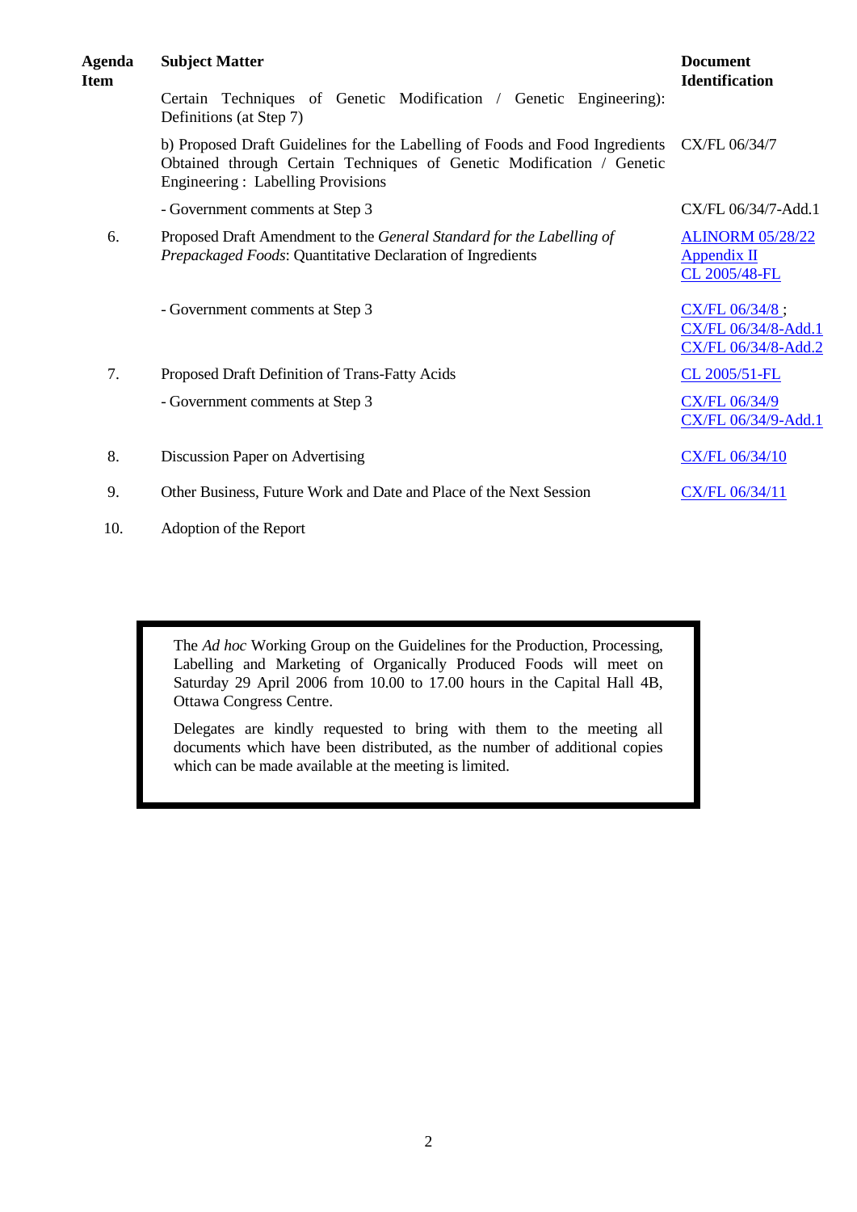| Agenda Item | Subject Matter | Document Identification |
|---|---|---|
| | Certain Techniques of Genetic Modification / Genetic Engineering): Definitions (at Step 7) | |
| | b) Proposed Draft Guidelines for the Labelling of Foods and Food Ingredients Obtained through Certain Techniques of Genetic Modification / Genetic Engineering : Labelling Provisions | CX/FL 06/34/7 |
| | - Government comments at Step 3 | CX/FL 06/34/7-Add.1 |
| 6. | Proposed Draft Amendment to the *General Standard for the Labelling of Prepackaged Foods*: Quantitative Declaration of Ingredients | ALINORM 05/28/22 Appendix II<br>CL 2005/48-FL |
| | - Government comments at Step 3 | CX/FL 06/34/8 ;<br>CX/FL 06/34/8-Add.1<br>CX/FL 06/34/8-Add.2 |
| 7. | Proposed Draft Definition of Trans-Fatty Acids | CL 2005/51-FL |
| | - Government comments at Step 3 | CX/FL 06/34/9<br>CX/FL 06/34/9-Add.1 |
| 8. | Discussion Paper on Advertising | CX/FL 06/34/10 |
| 9. | Other Business, Future Work and Date and Place of the Next Session | CX/FL 06/34/11 |
| 10. | Adoption of the Report | |

The *Ad hoc* Working Group on the Guidelines for the Production, Processing, Labelling and Marketing of Organically Produced Foods will meet on Saturday 29 April 2006 from 10.00 to 17.00 hours in the Capital Hall 4B, Ottawa Congress Centre.

Delegates are kindly requested to bring with them to the meeting all documents which have been distributed, as the number of additional copies which can be made available at the meeting is limited.